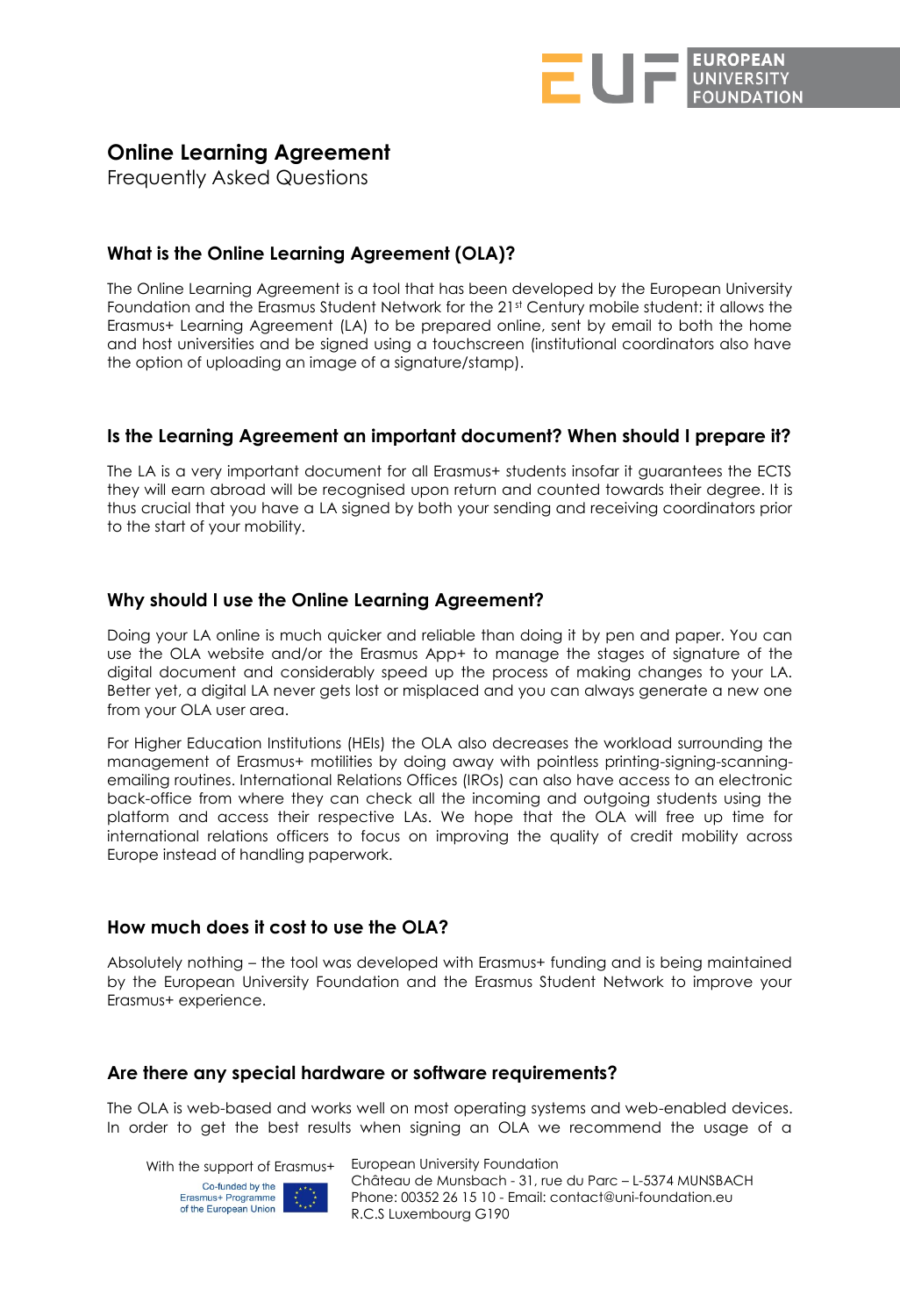# Online Learning Agreement

Frequently Asked Questions

## What is the Online Learning Agreement (OLA)?

The Online Learning Agreement is a tool that has been developed by the European University Foundation and the Erasmus Student Network for the 21st Century mobile student: it allows the Erasmus+ Learning Agreement (LA) to be prepared online, sent by email to both the home and host universities and be signed using a touchscreen (institutional coordinators also have the option of uploading an image of a signature/stamp).

## Is the Learning Agreement an important document? When should I prepare it?

The LA is a very important document for all Erasmus+ students insofar it guarantees the ECTS they will earn abroad will be recognised upon return and counted towards their degree. It is thus crucial that you have a LA signed by both your sending and receiving coordinators prior to the start of your mobility.

## Why should I use the Online Learning Agreement?

Doing your LA online is much quicker and reliable than doing it by pen and paper. You can use the OLA website and/or the Erasmus App+ to manage the stages of signature of the digital document and considerably speed up the process of making changes to your LA. Better yet, a digital LA never gets lost or misplaced and you can always generate a new one from your OLA user area.

For Higher Education Institutions (HEIs) the OLA also decreases the workload surrounding the management of Erasmus+ motilities by doing away with pointless printing-signing-scanning-emailing routines. International Relations Offices (IROs) can also have access to an electronic back-office from where they can check all the incoming and outgoing students using the platform and access their respective LAs. We hope that the OLA will free up time for international relations officers to focus on improving the quality of credit mobility across Europe instead of handling paperwork.

## How much does it cost to use the OLA?

Absolutely nothing – the tool was developed with Erasmus+ funding and is being maintained by the European University Foundation and the Erasmus Student Network to improve your Erasmus+ experience.

## Are there any special hardware or software requirements?

The OLA is web-based and works well on most operating systems and web-enabled devices. In order to get the best results when signing an OLA we recommend the usage of a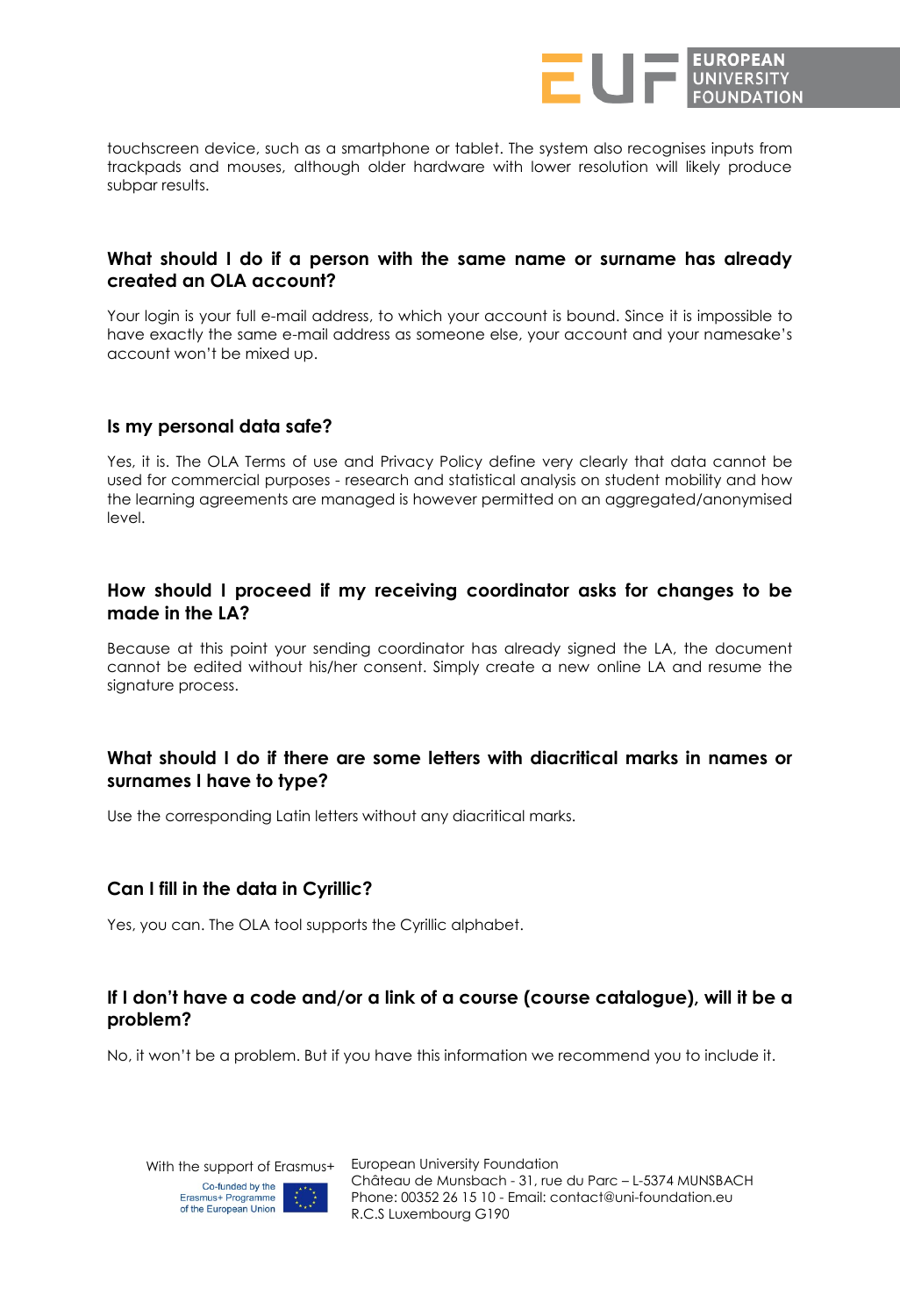touchscreen device, such as a smartphone or tablet. The system also recognises inputs from trackpads and mouses, although older hardware with lower resolution will likely produce subpar results.

### What should I do if a person with the same name or surname has already created an OLA account?

Your login is your full e-mail address, to which your account is bound. Since it is impossible to have exactly the same e-mail address as someone else, your account and your namesake's account won't be mixed up.

### Is my personal data safe?

Yes, it is. The OLA Terms of use and Privacy Policy define very clearly that data cannot be used for commercial purposes - research and statistical analysis on student mobility and how the learning agreements are managed is however permitted on an aggregated/anonymised level.

### How should I proceed if my receiving coordinator asks for changes to be made in the LA?

Because at this point your sending coordinator has already signed the LA, the document cannot be edited without his/her consent. Simply create a new online LA and resume the signature process.

### What should I do if there are some letters with diacritical marks in names or surnames I have to type?

Use the corresponding Latin letters without any diacritical marks.

### Can I fill in the data in Cyrillic?

Yes, you can. The OLA tool supports the Cyrillic alphabet.

### If I don't have a code and/or a link of a course (course catalogue), will it be a problem?

No, it won't be a problem. But if you have this information we recommend you to include it.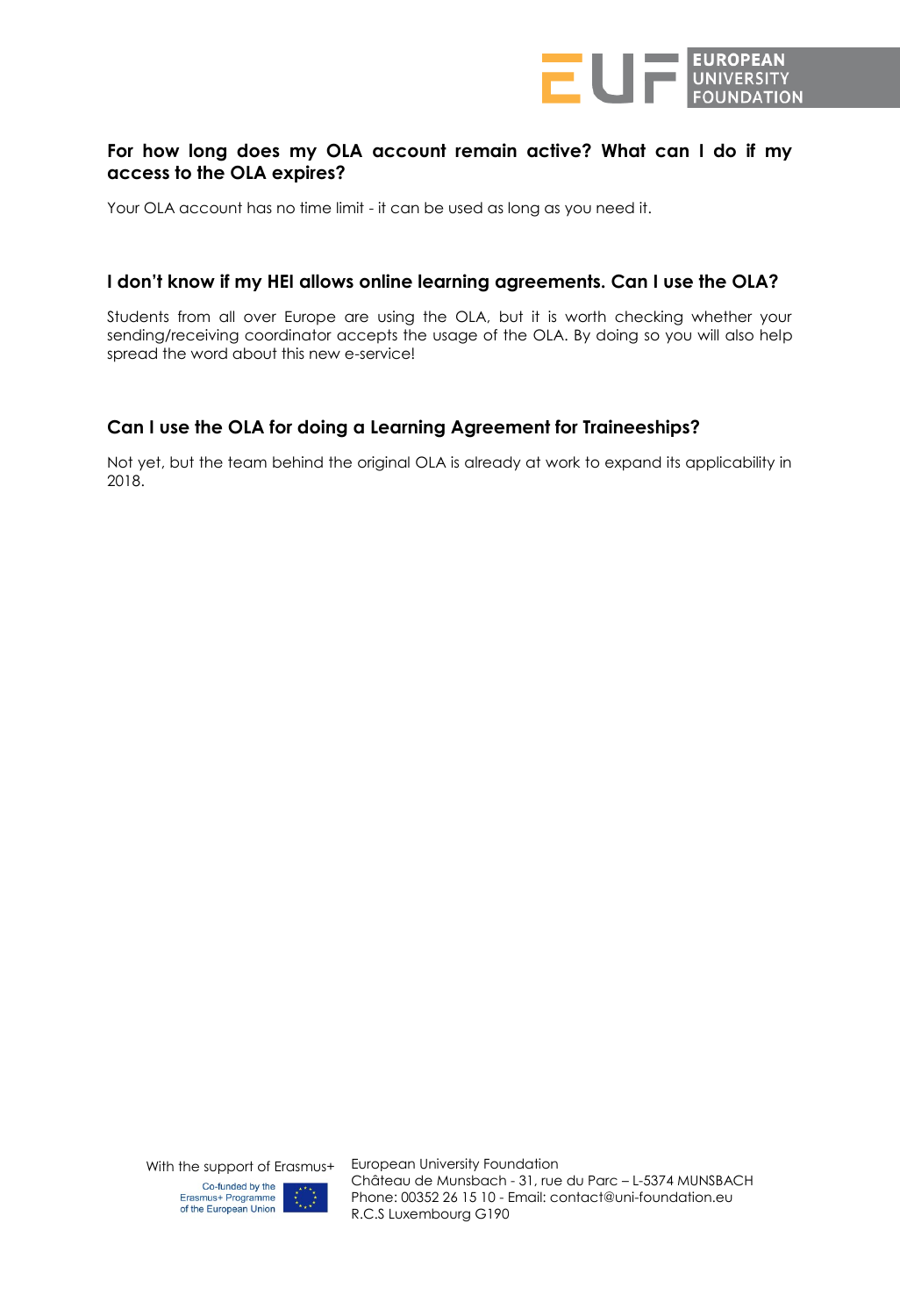### For how long does my OLA account remain active? What can I do if my access to the OLA expires?

Your OLA account has no time limit - it can be used as long as you need it.

### I don't know if my HEI allows online learning agreements. Can I use the OLA?

Students from all over Europe are using the OLA, but it is worth checking whether your sending/receiving coordinator accepts the usage of the OLA. By doing so you will also help spread the word about this new e-service!

### Can I use the OLA for doing a Learning Agreement for Traineeships?

Not yet, but the team behind the original OLA is already at work to expand its applicability in 2018.